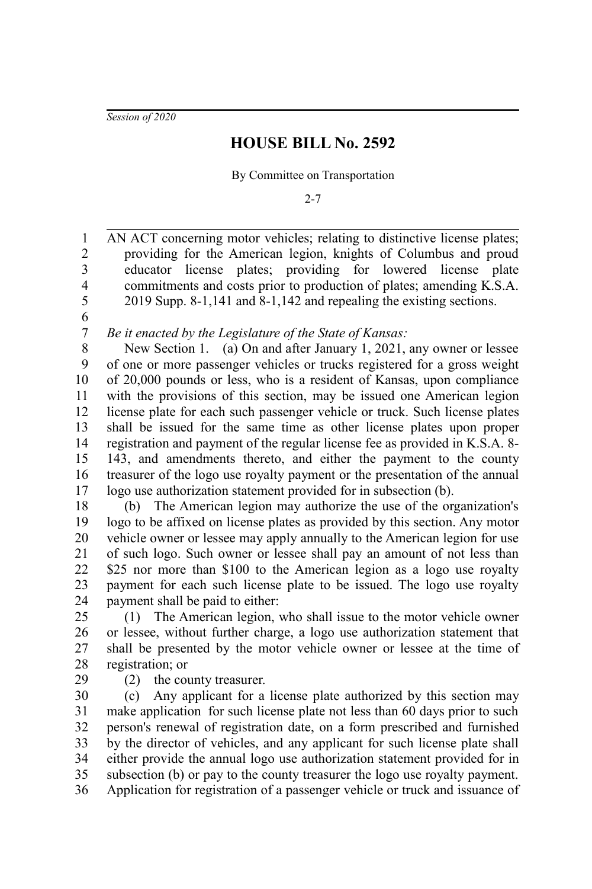*Session of 2020*

# HOUSE BILL No. 2592

By Committee on Transportation

2-7

AN ACT concerning motor vehicles; relating to distinctive license plates; providing for the American legion, knights of Columbus and proud educator license plates; providing for lowered license plate commitments and costs prior to production of plates; amending K.S.A. 2019 Supp. 8-1,141 and 8-1,142 and repealing the existing sections.

*Be it enacted by the Legislature of the State of Kansas:*

New Section 1. (a) On and after January 1, 2021, any owner or lessee of one or more passenger vehicles or trucks registered for a gross weight of 20,000 pounds or less, who is a resident of Kansas, upon compliance with the provisions of this section, may be issued one American legion license plate for each such passenger vehicle or truck. Such license plates shall be issued for the same time as other license plates upon proper registration and payment of the regular license fee as provided in K.S.A. 8-143, and amendments thereto, and either the payment to the county treasurer of the logo use royalty payment or the presentation of the annual logo use authorization statement provided for in subsection (b).

(b) The American legion may authorize the use of the organization's logo to be affixed on license plates as provided by this section. Any motor vehicle owner or lessee may apply annually to the American legion for use of such logo. Such owner or lessee shall pay an amount of not less than $25 nor more than $100 to the American legion as a logo use royalty payment for each such license plate to be issued. The logo use royalty payment shall be paid to either:

(1) The American legion, who shall issue to the motor vehicle owner or lessee, without further charge, a logo use authorization statement that shall be presented by the motor vehicle owner or lessee at the time of registration; or

(2) the county treasurer.

(c) Any applicant for a license plate authorized by this section may make application for such license plate not less than 60 days prior to such person's renewal of registration date, on a form prescribed and furnished by the director of vehicles, and any applicant for such license plate shall either provide the annual logo use authorization statement provided for in subsection (b) or pay to the county treasurer the logo use royalty payment. Application for registration of a passenger vehicle or truck and issuance of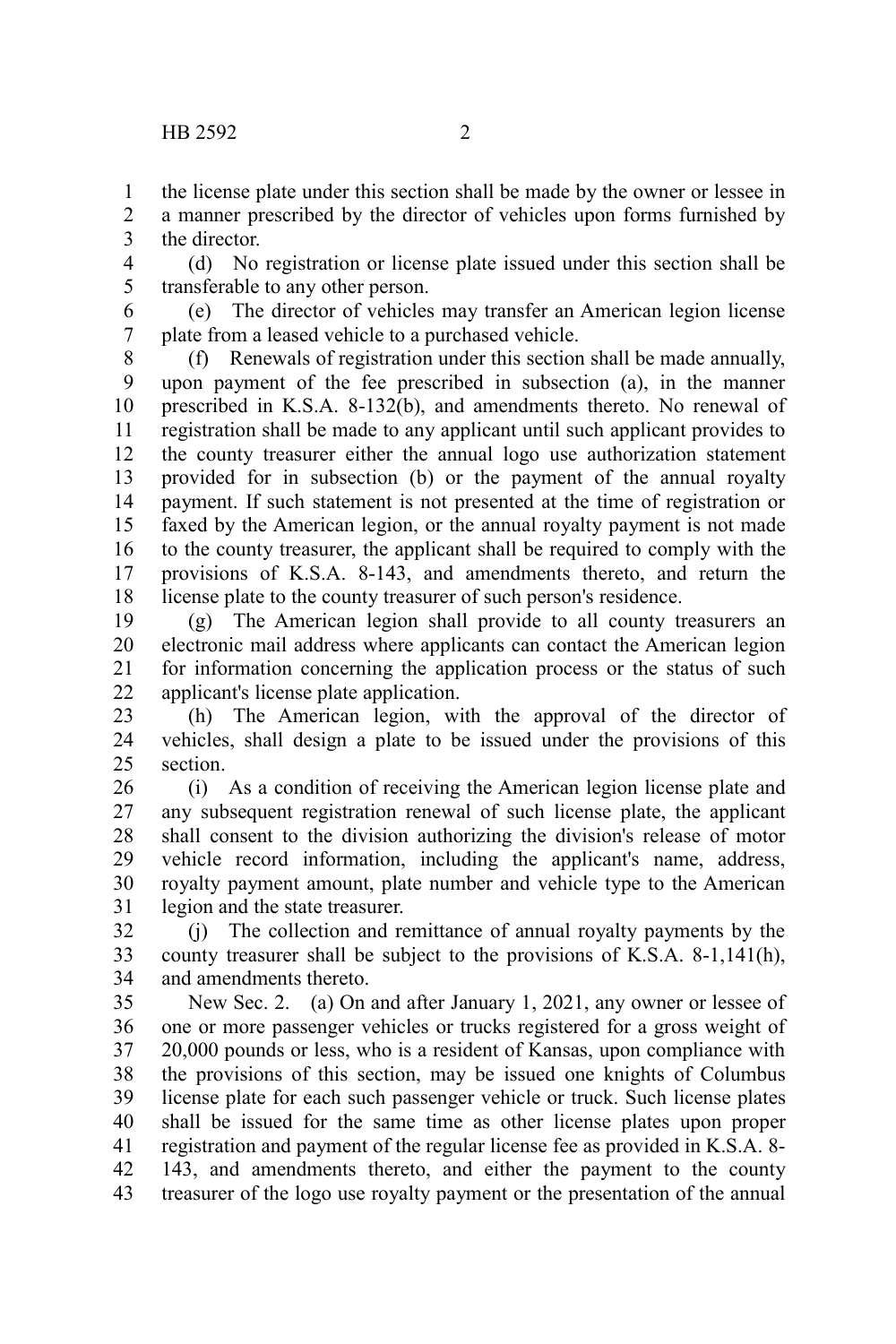the license plate under this section shall be made by the owner or lessee in a manner prescribed by the director of vehicles upon forms furnished by the director.

(d) No registration or license plate issued under this section shall be transferable to any other person.

(e) The director of vehicles may transfer an American legion license plate from a leased vehicle to a purchased vehicle.

(f) Renewals of registration under this section shall be made annually, upon payment of the fee prescribed in subsection (a), in the manner prescribed in K.S.A. 8-132(b), and amendments thereto. No renewal of registration shall be made to any applicant until such applicant provides to the county treasurer either the annual logo use authorization statement provided for in subsection (b) or the payment of the annual royalty payment. If such statement is not presented at the time of registration or faxed by the American legion, or the annual royalty payment is not made to the county treasurer, the applicant shall be required to comply with the provisions of K.S.A. 8-143, and amendments thereto, and return the license plate to the county treasurer of such person's residence.

(g) The American legion shall provide to all county treasurers an electronic mail address where applicants can contact the American legion for information concerning the application process or the status of such applicant's license plate application.

(h) The American legion, with the approval of the director of vehicles, shall design a plate to be issued under the provisions of this section.

(i) As a condition of receiving the American legion license plate and any subsequent registration renewal of such license plate, the applicant shall consent to the division authorizing the division's release of motor vehicle record information, including the applicant's name, address, royalty payment amount, plate number and vehicle type to the American legion and the state treasurer.

(j) The collection and remittance of annual royalty payments by the county treasurer shall be subject to the provisions of K.S.A. 8-1,141(h), and amendments thereto.

New Sec. 2. (a) On and after January 1, 2021, any owner or lessee of one or more passenger vehicles or trucks registered for a gross weight of 20,000 pounds or less, who is a resident of Kansas, upon compliance with the provisions of this section, may be issued one knights of Columbus license plate for each such passenger vehicle or truck. Such license plates shall be issued for the same time as other license plates upon proper registration and payment of the regular license fee as provided in K.S.A. 8-143, and amendments thereto, and either the payment to the county treasurer of the logo use royalty payment or the presentation of the annual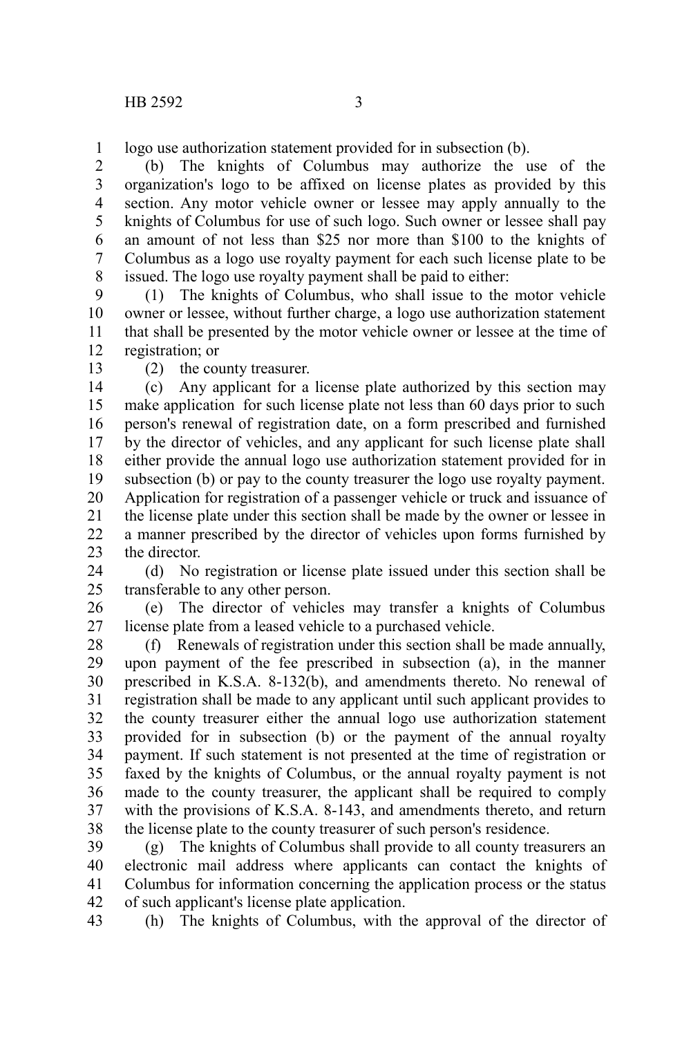logo use authorization statement provided for in subsection (b).

(b) The knights of Columbus may authorize the use of the organization's logo to be affixed on license plates as provided by this section. Any motor vehicle owner or lessee may apply annually to the knights of Columbus for use of such logo. Such owner or lessee shall pay an amount of not less than $25 nor more than $100 to the knights of Columbus as a logo use royalty payment for each such license plate to be issued. The logo use royalty payment shall be paid to either:

(1) The knights of Columbus, who shall issue to the motor vehicle owner or lessee, without further charge, a logo use authorization statement that shall be presented by the motor vehicle owner or lessee at the time of registration; or

(2) the county treasurer.

(c) Any applicant for a license plate authorized by this section may make application for such license plate not less than 60 days prior to such person's renewal of registration date, on a form prescribed and furnished by the director of vehicles, and any applicant for such license plate shall either provide the annual logo use authorization statement provided for in subsection (b) or pay to the county treasurer the logo use royalty payment. Application for registration of a passenger vehicle or truck and issuance of the license plate under this section shall be made by the owner or lessee in a manner prescribed by the director of vehicles upon forms furnished by the director.

(d) No registration or license plate issued under this section shall be transferable to any other person.

(e) The director of vehicles may transfer a knights of Columbus license plate from a leased vehicle to a purchased vehicle.

(f) Renewals of registration under this section shall be made annually, upon payment of the fee prescribed in subsection (a), in the manner prescribed in K.S.A. 8-132(b), and amendments thereto. No renewal of registration shall be made to any applicant until such applicant provides to the county treasurer either the annual logo use authorization statement provided for in subsection (b) or the payment of the annual royalty payment. If such statement is not presented at the time of registration or faxed by the knights of Columbus, or the annual royalty payment is not made to the county treasurer, the applicant shall be required to comply with the provisions of K.S.A. 8-143, and amendments thereto, and return the license plate to the county treasurer of such person's residence.

(g) The knights of Columbus shall provide to all county treasurers an electronic mail address where applicants can contact the knights of Columbus for information concerning the application process or the status of such applicant's license plate application.

(h) The knights of Columbus, with the approval of the director of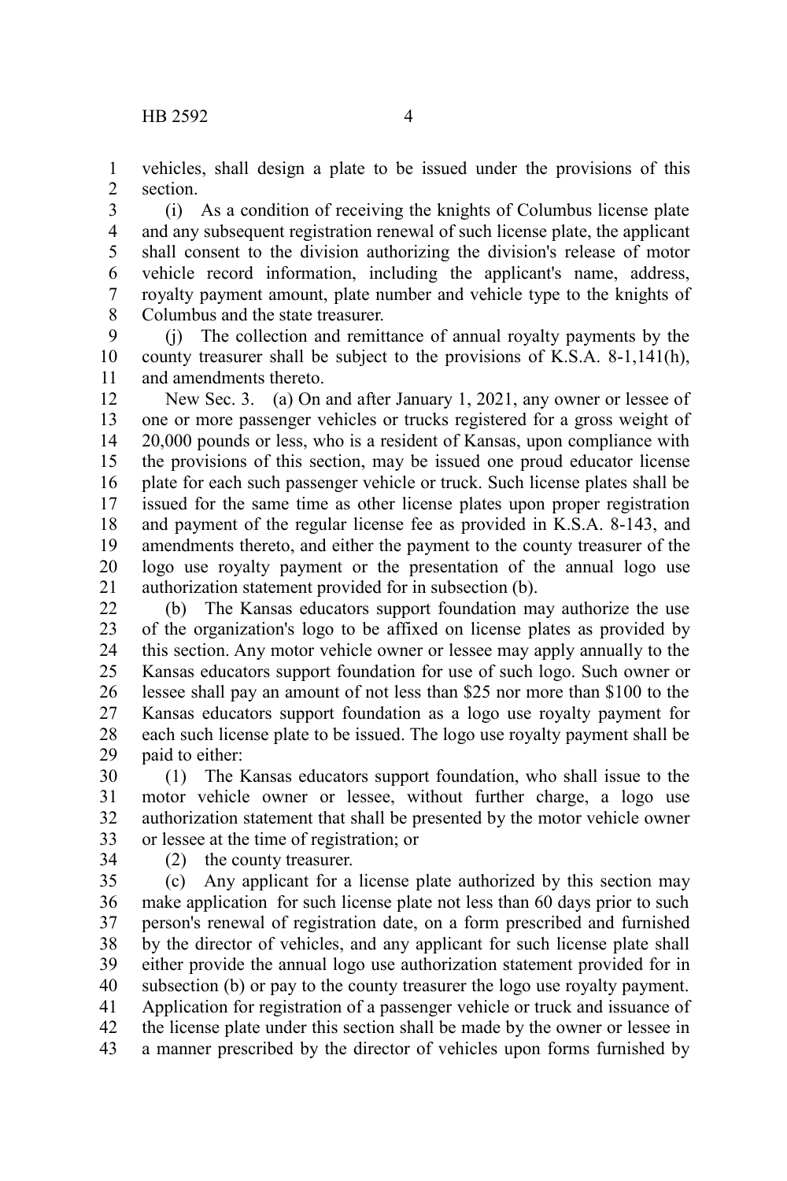vehicles, shall design a plate to be issued under the provisions of this section.

(i) As a condition of receiving the knights of Columbus license plate and any subsequent registration renewal of such license plate, the applicant shall consent to the division authorizing the division's release of motor vehicle record information, including the applicant's name, address, royalty payment amount, plate number and vehicle type to the knights of Columbus and the state treasurer.

(j) The collection and remittance of annual royalty payments by the county treasurer shall be subject to the provisions of K.S.A. 8-1,141(h), and amendments thereto.

New Sec. 3. (a) On and after January 1, 2021, any owner or lessee of one or more passenger vehicles or trucks registered for a gross weight of 20,000 pounds or less, who is a resident of Kansas, upon compliance with the provisions of this section, may be issued one proud educator license plate for each such passenger vehicle or truck. Such license plates shall be issued for the same time as other license plates upon proper registration and payment of the regular license fee as provided in K.S.A. 8-143, and amendments thereto, and either the payment to the county treasurer of the logo use royalty payment or the presentation of the annual logo use authorization statement provided for in subsection (b).

(b) The Kansas educators support foundation may authorize the use of the organization's logo to be affixed on license plates as provided by this section. Any motor vehicle owner or lessee may apply annually to the Kansas educators support foundation for use of such logo. Such owner or lessee shall pay an amount of not less than $25 nor more than $100 to the Kansas educators support foundation as a logo use royalty payment for each such license plate to be issued. The logo use royalty payment shall be paid to either:

(1) The Kansas educators support foundation, who shall issue to the motor vehicle owner or lessee, without further charge, a logo use authorization statement that shall be presented by the motor vehicle owner or lessee at the time of registration; or

(2) the county treasurer.

(c) Any applicant for a license plate authorized by this section may make application for such license plate not less than 60 days prior to such person's renewal of registration date, on a form prescribed and furnished by the director of vehicles, and any applicant for such license plate shall either provide the annual logo use authorization statement provided for in subsection (b) or pay to the county treasurer the logo use royalty payment. Application for registration of a passenger vehicle or truck and issuance of the license plate under this section shall be made by the owner or lessee in a manner prescribed by the director of vehicles upon forms furnished by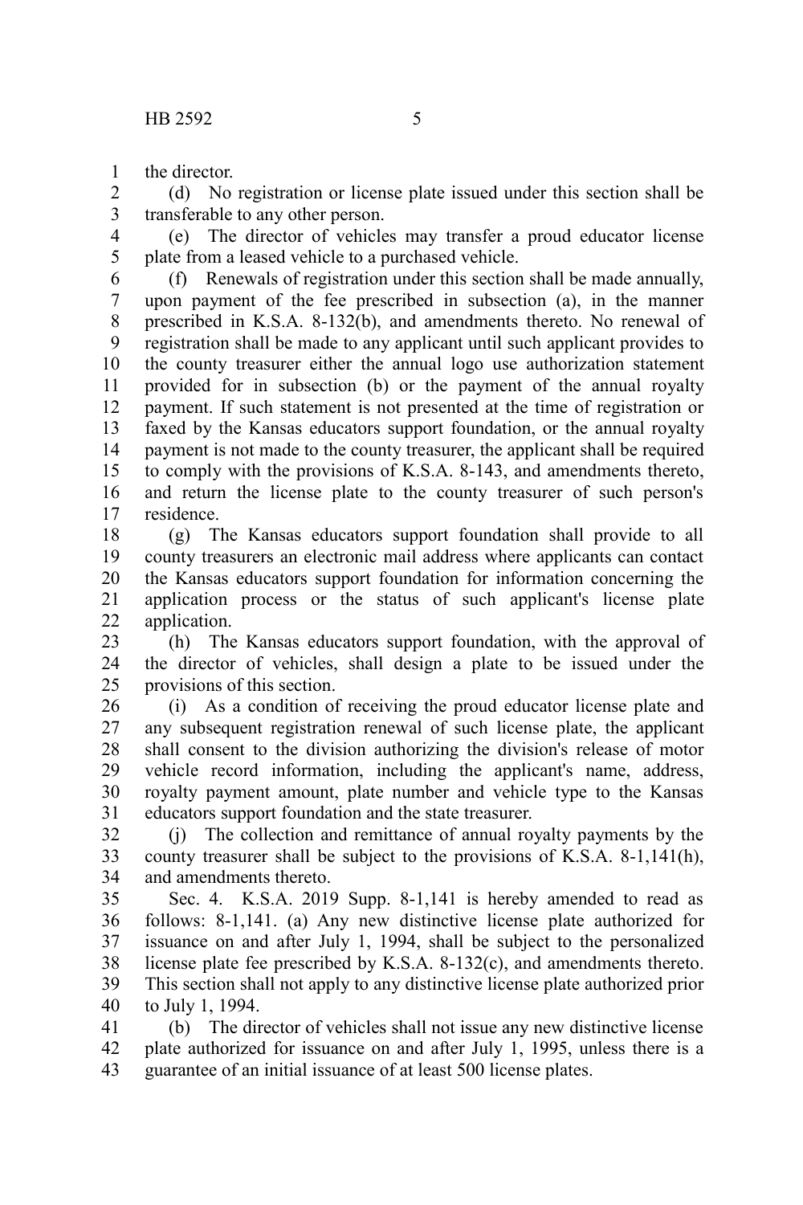the director.

(d) No registration or license plate issued under this section shall be transferable to any other person.

(e) The director of vehicles may transfer a proud educator license plate from a leased vehicle to a purchased vehicle.

(f) Renewals of registration under this section shall be made annually, upon payment of the fee prescribed in subsection (a), in the manner prescribed in K.S.A. 8-132(b), and amendments thereto. No renewal of registration shall be made to any applicant until such applicant provides to the county treasurer either the annual logo use authorization statement provided for in subsection (b) or the payment of the annual royalty payment. If such statement is not presented at the time of registration or faxed by the Kansas educators support foundation, or the annual royalty payment is not made to the county treasurer, the applicant shall be required to comply with the provisions of K.S.A. 8-143, and amendments thereto, and return the license plate to the county treasurer of such person's residence.

(g) The Kansas educators support foundation shall provide to all county treasurers an electronic mail address where applicants can contact the Kansas educators support foundation for information concerning the application process or the status of such applicant's license plate application.

(h) The Kansas educators support foundation, with the approval of the director of vehicles, shall design a plate to be issued under the provisions of this section.

(i) As a condition of receiving the proud educator license plate and any subsequent registration renewal of such license plate, the applicant shall consent to the division authorizing the division's release of motor vehicle record information, including the applicant's name, address, royalty payment amount, plate number and vehicle type to the Kansas educators support foundation and the state treasurer.

(j) The collection and remittance of annual royalty payments by the county treasurer shall be subject to the provisions of K.S.A. 8-1,141(h), and amendments thereto.

Sec. 4. K.S.A. 2019 Supp. 8-1,141 is hereby amended to read as follows: 8-1,141. (a) Any new distinctive license plate authorized for issuance on and after July 1, 1994, shall be subject to the personalized license plate fee prescribed by K.S.A. 8-132(c), and amendments thereto. This section shall not apply to any distinctive license plate authorized prior to July 1, 1994.

(b) The director of vehicles shall not issue any new distinctive license plate authorized for issuance on and after July 1, 1995, unless there is a guarantee of an initial issuance of at least 500 license plates.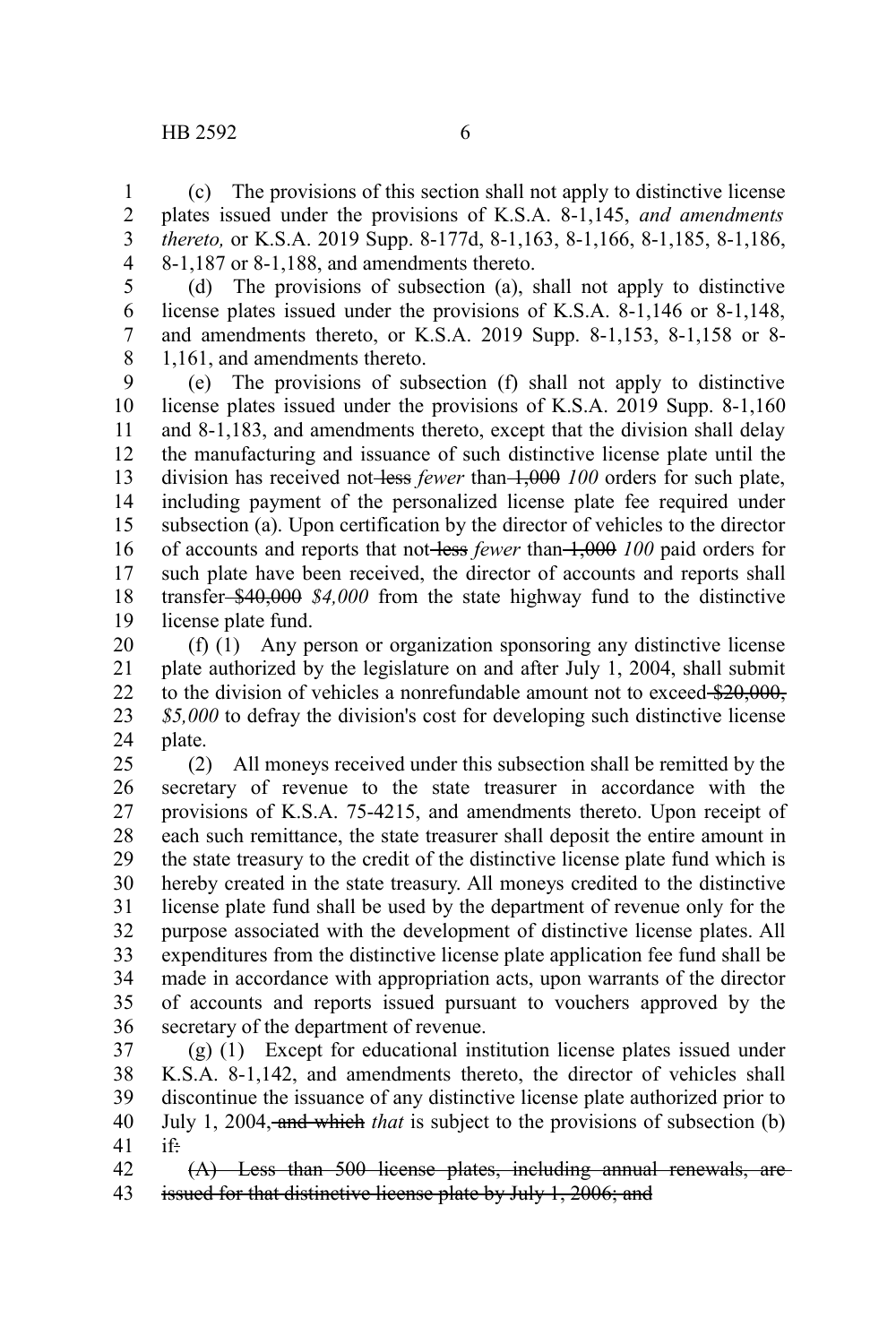(c) The provisions of this section shall not apply to distinctive license plates issued under the provisions of K.S.A. 8-1,145, *and amendments thereto,* or K.S.A. 2019 Supp. 8-177d, 8-1,163, 8-1,166, 8-1,185, 8-1,186, 8-1,187 or 8-1,188, and amendments thereto.

(d) The provisions of subsection (a), shall not apply to distinctive license plates issued under the provisions of K.S.A. 8-1,146 or 8-1,148, and amendments thereto, or K.S.A. 2019 Supp. 8-1,153, 8-1,158 or 8-1,161, and amendments thereto.

(e) The provisions of subsection (f) shall not apply to distinctive license plates issued under the provisions of K.S.A. 2019 Supp. 8-1,160 and 8-1,183, and amendments thereto, except that the division shall delay the manufacturing and issuance of such distinctive license plate until the division has received not ~~less~~ *fewer* than ~~1,000~~ *100* orders for such plate, including payment of the personalized license plate fee required under subsection (a). Upon certification by the director of vehicles to the director of accounts and reports that not ~~less~~ *fewer* than ~~1,000~~ *100* paid orders for such plate have been received, the director of accounts and reports shall transfer ~~$40,000~~ *$4,000* from the state highway fund to the distinctive license plate fund.

(f) (1) Any person or organization sponsoring any distinctive license plate authorized by the legislature on and after July 1, 2004, shall submit to the division of vehicles a nonrefundable amount not to exceed ~~$20,000,~~ *$5,000* to defray the division's cost for developing such distinctive license plate.

(2) All moneys received under this subsection shall be remitted by the secretary of revenue to the state treasurer in accordance with the provisions of K.S.A. 75-4215, and amendments thereto. Upon receipt of each such remittance, the state treasurer shall deposit the entire amount in the state treasury to the credit of the distinctive license plate fund which is hereby created in the state treasury. All moneys credited to the distinctive license plate fund shall be used by the department of revenue only for the purpose associated with the development of distinctive license plates. All expenditures from the distinctive license plate application fee fund shall be made in accordance with appropriation acts, upon warrants of the director of accounts and reports issued pursuant to vouchers approved by the secretary of the department of revenue.

(g) (1) Except for educational institution license plates issued under K.S.A. 8-1,142, and amendments thereto, the director of vehicles shall discontinue the issuance of any distinctive license plate authorized prior to July 1, 2004, ~~and which~~ *that* is subject to the provisions of subsection (b) if~~:~~

~~(A) Less than 500 license plates, including annual renewals, are issued for that distinctive license plate by July 1, 2006; and~~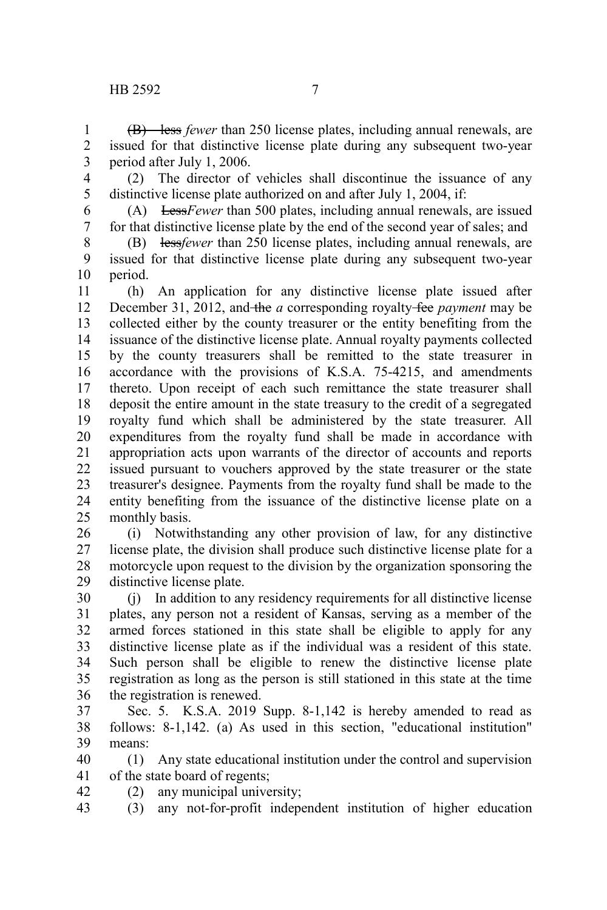(B) ~~less~~ *fewer* than 250 license plates, including annual renewals, are issued for that distinctive license plate during any subsequent two-year period after July 1, 2006.

(2) The director of vehicles shall discontinue the issuance of any distinctive license plate authorized on and after July 1, 2004, if:

(A) ~~Less~~*Fewer* than 500 plates, including annual renewals, are issued for that distinctive license plate by the end of the second year of sales; and

(B) ~~less~~*fewer* than 250 license plates, including annual renewals, are issued for that distinctive license plate during any subsequent two-year period.

(h) An application for any distinctive license plate issued after December 31, 2012, and ~~the~~ *a* corresponding royalty ~~fee~~ *payment* may be collected either by the county treasurer or the entity benefiting from the issuance of the distinctive license plate. Annual royalty payments collected by the county treasurers shall be remitted to the state treasurer in accordance with the provisions of K.S.A. 75-4215, and amendments thereto. Upon receipt of each such remittance the state treasurer shall deposit the entire amount in the state treasury to the credit of a segregated royalty fund which shall be administered by the state treasurer. All expenditures from the royalty fund shall be made in accordance with appropriation acts upon warrants of the director of accounts and reports issued pursuant to vouchers approved by the state treasurer or the state treasurer's designee. Payments from the royalty fund shall be made to the entity benefiting from the issuance of the distinctive license plate on a monthly basis.

(i) Notwithstanding any other provision of law, for any distinctive license plate, the division shall produce such distinctive license plate for a motorcycle upon request to the division by the organization sponsoring the distinctive license plate.

(j) In addition to any residency requirements for all distinctive license plates, any person not a resident of Kansas, serving as a member of the armed forces stationed in this state shall be eligible to apply for any distinctive license plate as if the individual was a resident of this state. Such person shall be eligible to renew the distinctive license plate registration as long as the person is still stationed in this state at the time the registration is renewed.

Sec. 5. K.S.A. 2019 Supp. 8-1,142 is hereby amended to read as follows: 8-1,142. (a) As used in this section, "educational institution" means:

(1) Any state educational institution under the control and supervision of the state board of regents;

(2) any municipal university;

(3) any not-for-profit independent institution of higher education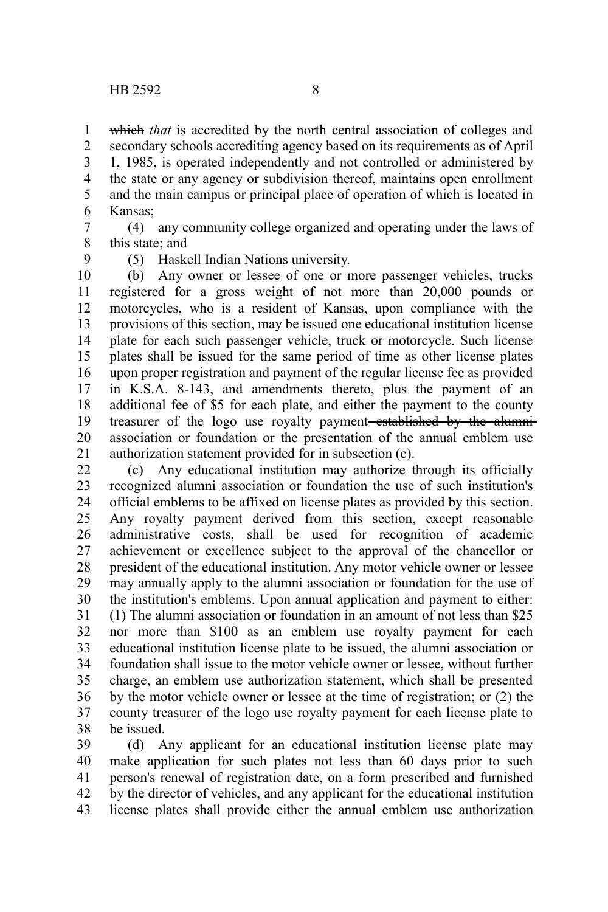~~which~~ *that* is accredited by the north central association of colleges and secondary schools accrediting agency based on its requirements as of April 1, 1985, is operated independently and not controlled or administered by the state or any agency or subdivision thereof, maintains open enrollment and the main campus or principal place of operation of which is located in Kansas;

(4) any community college organized and operating under the laws of this state; and

(5) Haskell Indian Nations university.

(b) Any owner or lessee of one or more passenger vehicles, trucks registered for a gross weight of not more than 20,000 pounds or motorcycles, who is a resident of Kansas, upon compliance with the provisions of this section, may be issued one educational institution license plate for each such passenger vehicle, truck or motorcycle. Such license plates shall be issued for the same period of time as other license plates upon proper registration and payment of the regular license fee as provided in K.S.A. 8-143, and amendments thereto, plus the payment of an additional fee of $5 for each plate, and either the payment to the county treasurer of the logo use royalty payment ~~established by the alumni association or foundation~~ or the presentation of the annual emblem use authorization statement provided for in subsection (c).

(c) Any educational institution may authorize through its officially recognized alumni association or foundation the use of such institution's official emblems to be affixed on license plates as provided by this section. Any royalty payment derived from this section, except reasonable administrative costs, shall be used for recognition of academic achievement or excellence subject to the approval of the chancellor or president of the educational institution. Any motor vehicle owner or lessee may annually apply to the alumni association or foundation for the use of the institution's emblems. Upon annual application and payment to either: (1) The alumni association or foundation in an amount of not less than $25 nor more than $100 as an emblem use royalty payment for each educational institution license plate to be issued, the alumni association or foundation shall issue to the motor vehicle owner or lessee, without further charge, an emblem use authorization statement, which shall be presented by the motor vehicle owner or lessee at the time of registration; or (2) the county treasurer of the logo use royalty payment for each license plate to be issued.

(d) Any applicant for an educational institution license plate may make application for such plates not less than 60 days prior to such person's renewal of registration date, on a form prescribed and furnished by the director of vehicles, and any applicant for the educational institution license plates shall provide either the annual emblem use authorization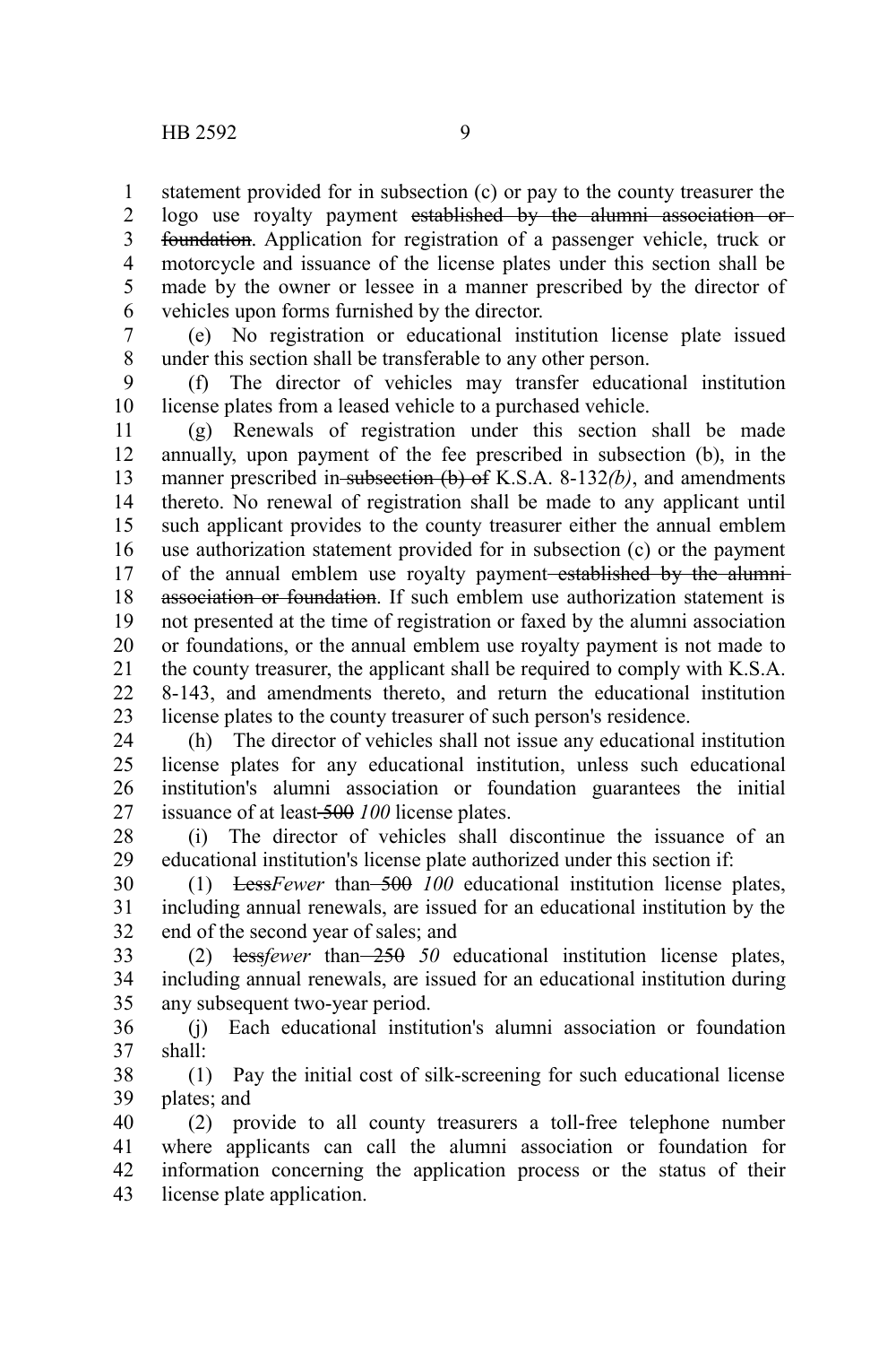statement provided for in subsection (c) or pay to the county treasurer the logo use royalty payment ~~established by the alumni association or foundation~~. Application for registration of a passenger vehicle, truck or motorcycle and issuance of the license plates under this section shall be made by the owner or lessee in a manner prescribed by the director of vehicles upon forms furnished by the director.

(e) No registration or educational institution license plate issued under this section shall be transferable to any other person.

(f) The director of vehicles may transfer educational institution license plates from a leased vehicle to a purchased vehicle.

(g) Renewals of registration under this section shall be made annually, upon payment of the fee prescribed in subsection (b), in the manner prescribed in ~~subsection (b) of~~ K.S.A. 8-132*(b)*, and amendments thereto. No renewal of registration shall be made to any applicant until such applicant provides to the county treasurer either the annual emblem use authorization statement provided for in subsection (c) or the payment of the annual emblem use royalty payment ~~established by the alumni association or foundation~~. If such emblem use authorization statement is not presented at the time of registration or faxed by the alumni association or foundations, or the annual emblem use royalty payment is not made to the county treasurer, the applicant shall be required to comply with K.S.A. 8-143, and amendments thereto, and return the educational institution license plates to the county treasurer of such person's residence.

(h) The director of vehicles shall not issue any educational institution license plates for any educational institution, unless such educational institution's alumni association or foundation guarantees the initial issuance of at least ~~500~~ *100* license plates.

(i) The director of vehicles shall discontinue the issuance of an educational institution's license plate authorized under this section if:

(1) ~~Less~~*Fewer* than ~~500~~ *100* educational institution license plates, including annual renewals, are issued for an educational institution by the end of the second year of sales; and

(2) ~~less~~*fewer* than ~~250~~ *50* educational institution license plates, including annual renewals, are issued for an educational institution during any subsequent two-year period.

(j) Each educational institution's alumni association or foundation shall:

(1) Pay the initial cost of silk-screening for such educational license plates; and

(2) provide to all county treasurers a toll-free telephone number where applicants can call the alumni association or foundation for information concerning the application process or the status of their license plate application.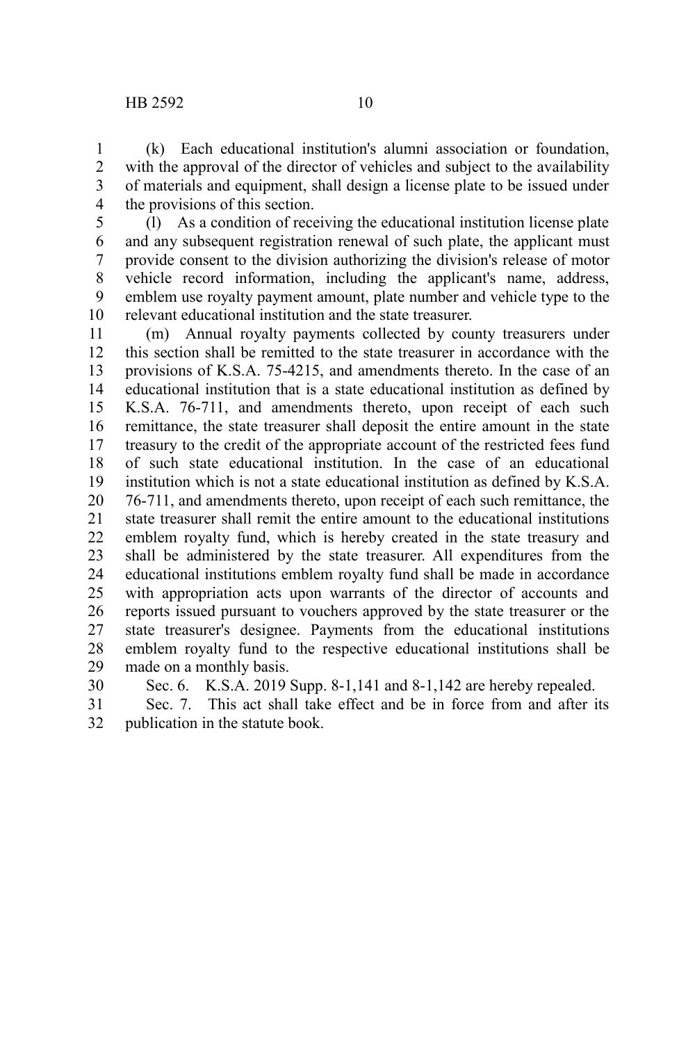(k) Each educational institution's alumni association or foundation, with the approval of the director of vehicles and subject to the availability of materials and equipment, shall design a license plate to be issued under the provisions of this section.

(l) As a condition of receiving the educational institution license plate and any subsequent registration renewal of such plate, the applicant must provide consent to the division authorizing the division's release of motor vehicle record information, including the applicant's name, address, emblem use royalty payment amount, plate number and vehicle type to the relevant educational institution and the state treasurer.

(m) Annual royalty payments collected by county treasurers under this section shall be remitted to the state treasurer in accordance with the provisions of K.S.A. 75-4215, and amendments thereto. In the case of an educational institution that is a state educational institution as defined by K.S.A. 76-711, and amendments thereto, upon receipt of each such remittance, the state treasurer shall deposit the entire amount in the state treasury to the credit of the appropriate account of the restricted fees fund of such state educational institution. In the case of an educational institution which is not a state educational institution as defined by K.S.A. 76-711, and amendments thereto, upon receipt of each such remittance, the state treasurer shall remit the entire amount to the educational institutions emblem royalty fund, which is hereby created in the state treasury and shall be administered by the state treasurer. All expenditures from the educational institutions emblem royalty fund shall be made in accordance with appropriation acts upon warrants of the director of accounts and reports issued pursuant to vouchers approved by the state treasurer or the state treasurer's designee. Payments from the educational institutions emblem royalty fund to the respective educational institutions shall be made on a monthly basis.

Sec. 6. K.S.A. 2019 Supp. 8-1,141 and 8-1,142 are hereby repealed.

Sec. 7. This act shall take effect and be in force from and after its publication in the statute book.